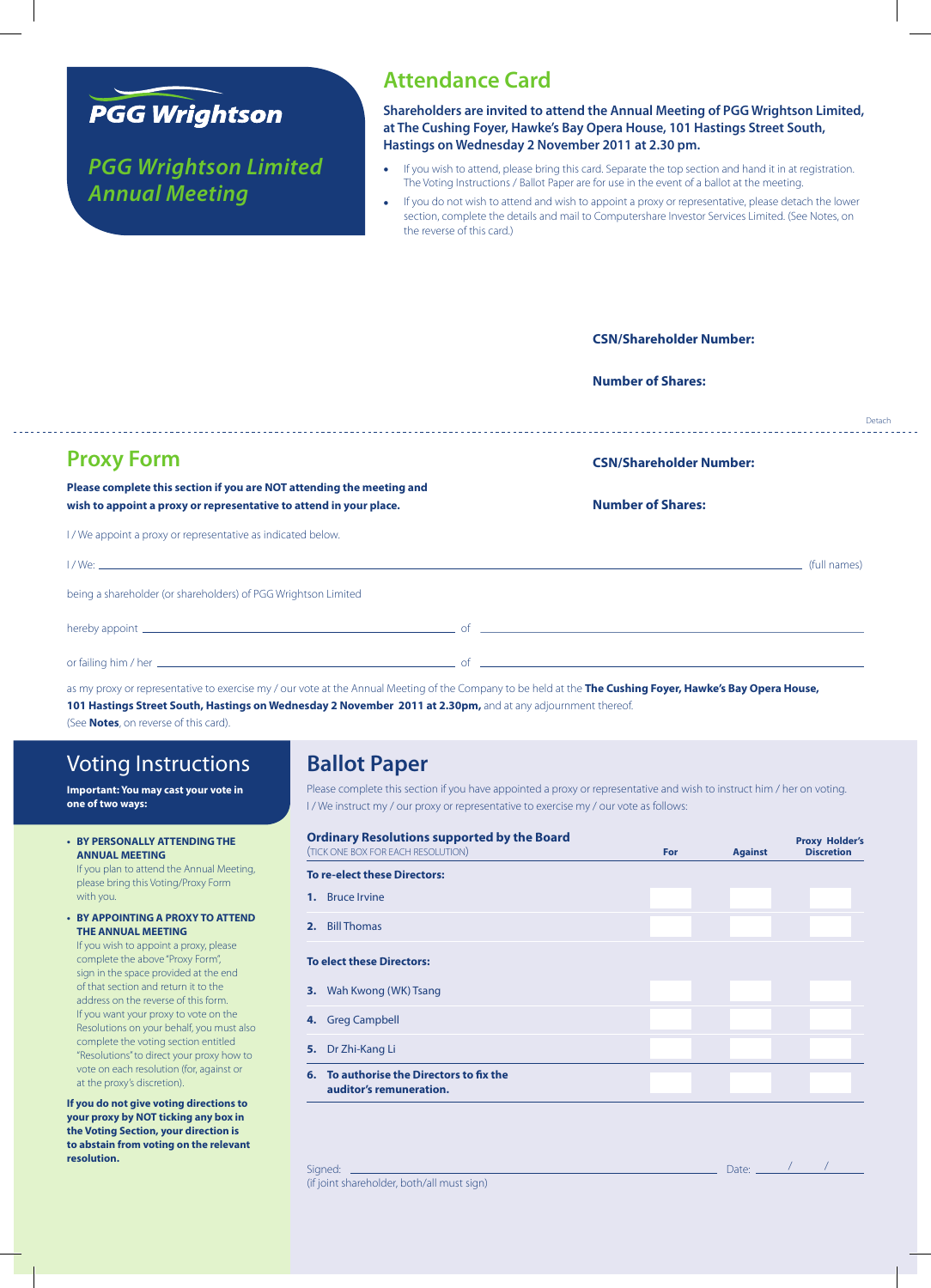# PGG Wrightson

*PGG Wrightson Limited Annual Meeting*

## Attendance Card

**Shareholders are invited to attend the Annual Meeting of PGG Wrightson Limited, at The Cushing Foyer, Hawke's Bay Opera House, 101 Hastings Street South, Hastings on Wednesday 2 November 2011 at 2.30 pm.**

- If you wish to attend, please bring this card. Separate the top section and hand it in at registration. The Voting Instructions / Ballot Paper are for use in the event of a ballot at the meeting.
- If you do not wish to attend and wish to appoint a proxy or representative, please detach the lower section, complete the details and mail to Computershare Investor Services Limited. (See Notes, on the reverse of this card.)

**CSN/Shareholder Number:**

**Number of Shares:**

Detach

---

## Proxy Form

**CSN/Shareholder Number:**

**Number of Shares:**

**Please complete this section if you are NOT attending the meeting and wish to appoint a proxy or representative to attend in your place.**

I / We appoint a proxy or representative as indicated below.

I / We: ______________________________ (full names)

being a shareholder (or shareholders) of PGG Wrightson Limited

hereby appoint ______________________________ of ______________________________

or failing him / her ______________________________ of ______________________________

as my proxy or representative to exercise my / our vote at the Annual Meeting of the Company to be held at the **The Cushing Foyer, Hawke's Bay Opera House, 101 Hastings Street South, Hastings on Wednesday 2 November 2011 at 2.30pm,** and at any adjournment thereof.
(See **Notes**, on reverse of this card).

## Voting Instructions

**Important: You may cast your vote in one of two ways:**

- **BY PERSONALLY ATTENDING THE ANNUAL MEETING**
  If you plan to attend the Annual Meeting, please bring this Voting/Proxy Form with you.
- **BY APPOINTING A PROXY TO ATTEND THE ANNUAL MEETING**
  If you wish to appoint a proxy, please complete the above "Proxy Form", sign in the space provided at the end of that section and return it to the address on the reverse of this form. If you want your proxy to vote on the Resolutions on your behalf, you must also complete the voting section entitled "Resolutions" to direct your proxy how to vote on each resolution (for, against or at the proxy's discretion).

**If you do not give voting directions to your proxy by NOT ticking any box in the Voting Section, your direction is to abstain from voting on the relevant resolution.**

## Ballot Paper

Please complete this section if you have appointed a proxy or representative and wish to instruct him / her on voting.
I / We instruct my / our proxy or representative to exercise my / our vote as follows:

| **Ordinary Resolutions supported by the Board** (TICK ONE BOX FOR EACH RESOLUTION) | **For** | **Against** | **Proxy Holder's Discretion** |
|---|---|---|---|
| **To re-elect these Directors:** | | | |
| **1.** Bruce Irvine | | | |
| **2.** Bill Thomas | | | |
| **To elect these Directors:** | | | |
| **3.** Wah Kwong (WK) Tsang | | | |
| **4.** Greg Campbell | | | |
| **5.** Dr Zhi-Kang Li | | | |
| **6. To authorise the Directors to fix the auditor's remuneration.** | | | |

Signed: ______________________________ Date: ____ / ____ / ____
(if joint shareholder, both/all must sign)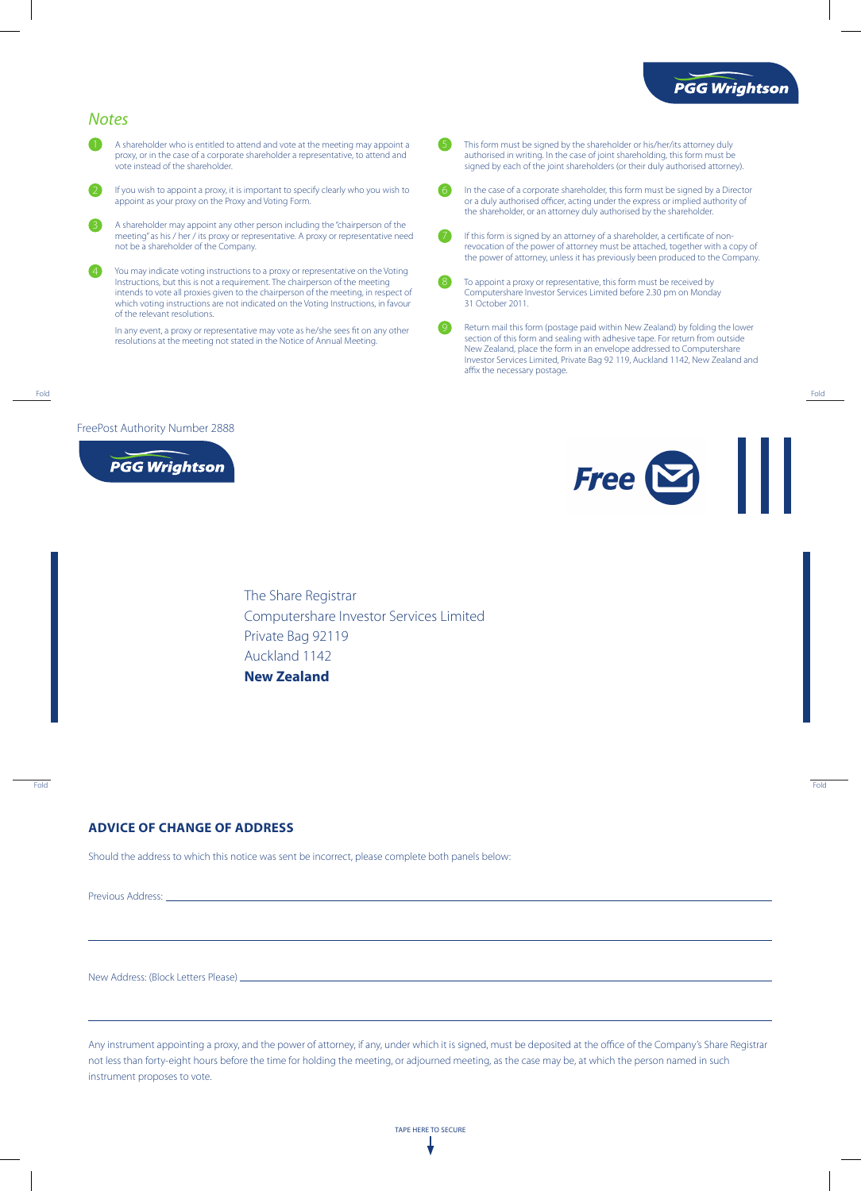PGG Wrightson

## Notes

1. A shareholder who is entitled to attend and vote at the meeting may appoint a proxy, or in the case of a corporate shareholder a representative, to attend and vote instead of the shareholder.

2. If you wish to appoint a proxy, it is important to specify clearly who you wish to appoint as your proxy on the Proxy and Voting Form.

3. A shareholder may appoint any other person including the "chairperson of the meeting" as his / her / its proxy or representative. A proxy or representative need not be a shareholder of the Company.

4. You may indicate voting instructions to a proxy or representative on the Voting Instructions, but this is not a requirement. The chairperson of the meeting intends to vote all proxies given to the chairperson of the meeting, in respect of which voting instructions are not indicated on the Voting Instructions, in favour of the relevant resolutions.

   In any event, a proxy or representative may vote as he/she sees fit on any other resolutions at the meeting not stated in the Notice of Annual Meeting.

5. This form must be signed by the shareholder or his/her/its attorney duly authorised in writing. In the case of joint shareholding, this form must be signed by each of the joint shareholders (or their duly authorised attorney).

6. In the case of a corporate shareholder, this form must be signed by a Director or a duly authorised officer, acting under the express or implied authority of the shareholder, or an attorney duly authorised by the shareholder.

7. If this form is signed by an attorney of a shareholder, a certificate of non-revocation of the power of attorney must be attached, together with a copy of the power of attorney, unless it has previously been produced to the Company.

8. To appoint a proxy or representative, this form must be received by Computershare Investor Services Limited before 2.30 pm on Monday 31 October 2011.

9. Return mail this form (postage paid within New Zealand) by folding the lower section of this form and sealing with adhesive tape. For return from outside New Zealand, place the form in an envelope addressed to Computershare Investor Services Limited, Private Bag 92 119, Auckland 1142, New Zealand and affix the necessary postage.

Fold

FreePost Authority Number 2888

PGG Wrightson

Free

The Share Registrar
Computershare Investor Services Limited
Private Bag 92119
Auckland 1142
**New Zealand**

Fold

## ADVICE OF CHANGE OF ADDRESS

Should the address to which this notice was sent be incorrect, please complete both panels below:

Previous Address: \_\_\_\_\_\_\_\_\_\_\_\_\_\_\_\_\_\_\_\_\_\_\_\_\_\_\_\_\_\_\_\_\_\_\_\_\_\_\_\_

\_\_\_\_\_\_\_\_\_\_\_\_\_\_\_\_\_\_\_\_\_\_\_\_\_\_\_\_\_\_\_\_\_\_\_\_\_\_\_\_\_\_\_\_\_\_\_\_\_\_\_\_\_\_

New Address: (Block Letters Please) \_\_\_\_\_\_\_\_\_\_\_\_\_\_\_\_\_\_\_\_\_\_\_\_\_\_\_\_\_\_\_\_

\_\_\_\_\_\_\_\_\_\_\_\_\_\_\_\_\_\_\_\_\_\_\_\_\_\_\_\_\_\_\_\_\_\_\_\_\_\_\_\_\_\_\_\_\_\_\_\_\_\_\_\_\_\_

Any instrument appointing a proxy, and the power of attorney, if any, under which it is signed, must be deposited at the office of the Company's Share Registrar not less than forty-eight hours before the time for holding the meeting, or adjourned meeting, as the case may be, at which the person named in such instrument proposes to vote.

TAPE HERE TO SECURE